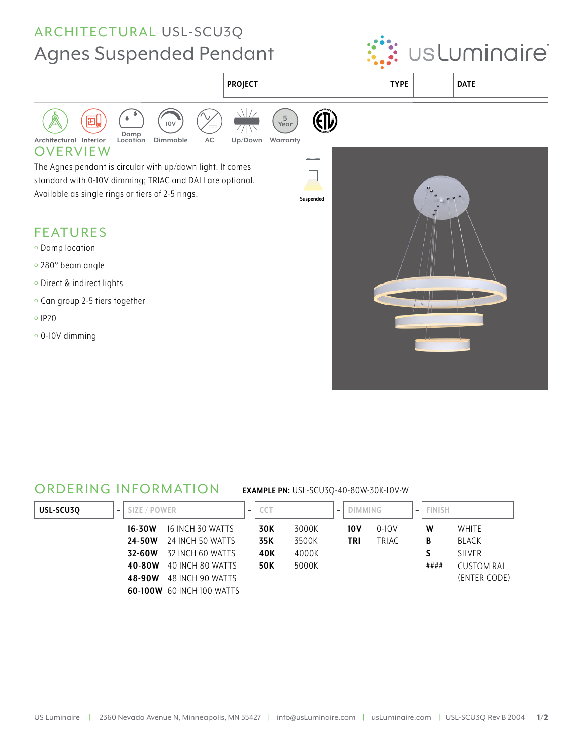ARCHITECTURAL USL-SCU3Q

# Agnes Suspended Pendant

| PROJECT | | TYPE | | DATE | |
|---|---|---|---|---|---|

Architectural | Interior | Damp Location | Dimmable | AC | Up/Down | 5 Year Warranty

## OVERVIEW

The Agnes pendant is circular with up/down light. It comes standard with 0-10V dimming; TRIAC and DALI are optional. Available as single rings or tiers of 2-5 rings.

Suspended

## FEATURES

- Damp location
- 280° beam angle
- Direct & indirect lights
- Can group 2-5 tiers together
- IP20
- 0-10V dimming

## ORDERING INFORMATION

**EXAMPLE PN:** USL-SCU3Q-40-80W-30K-10V-W

| USL-SCU3Q | SIZE / POWER | | CCT | | DIMMING | | FINISH | |
|---|---|---|---|---|---|---|---|---|
| | **16-30W** | 16 INCH 30 WATTS | **30K** | 3000K | **10V** | 0-10V | **W** | WHITE |
| | **24-50W** | 24 INCH 50 WATTS | **35K** | 3500K | **TRI** | TRIAC | **B** | BLACK |
| | **32-60W** | 32 INCH 60 WATTS | **40K** | 4000K | | | **S** | SILVER |
| | **40-80W** | 40 INCH 80 WATTS | **50K** | 5000K | | | **####** | CUSTOM RAL (ENTER CODE) |
| | **48-90W** | 48 INCH 90 WATTS | | | | | | |
| | **60-100W** | 60 INCH 100 WATTS | | | | | | |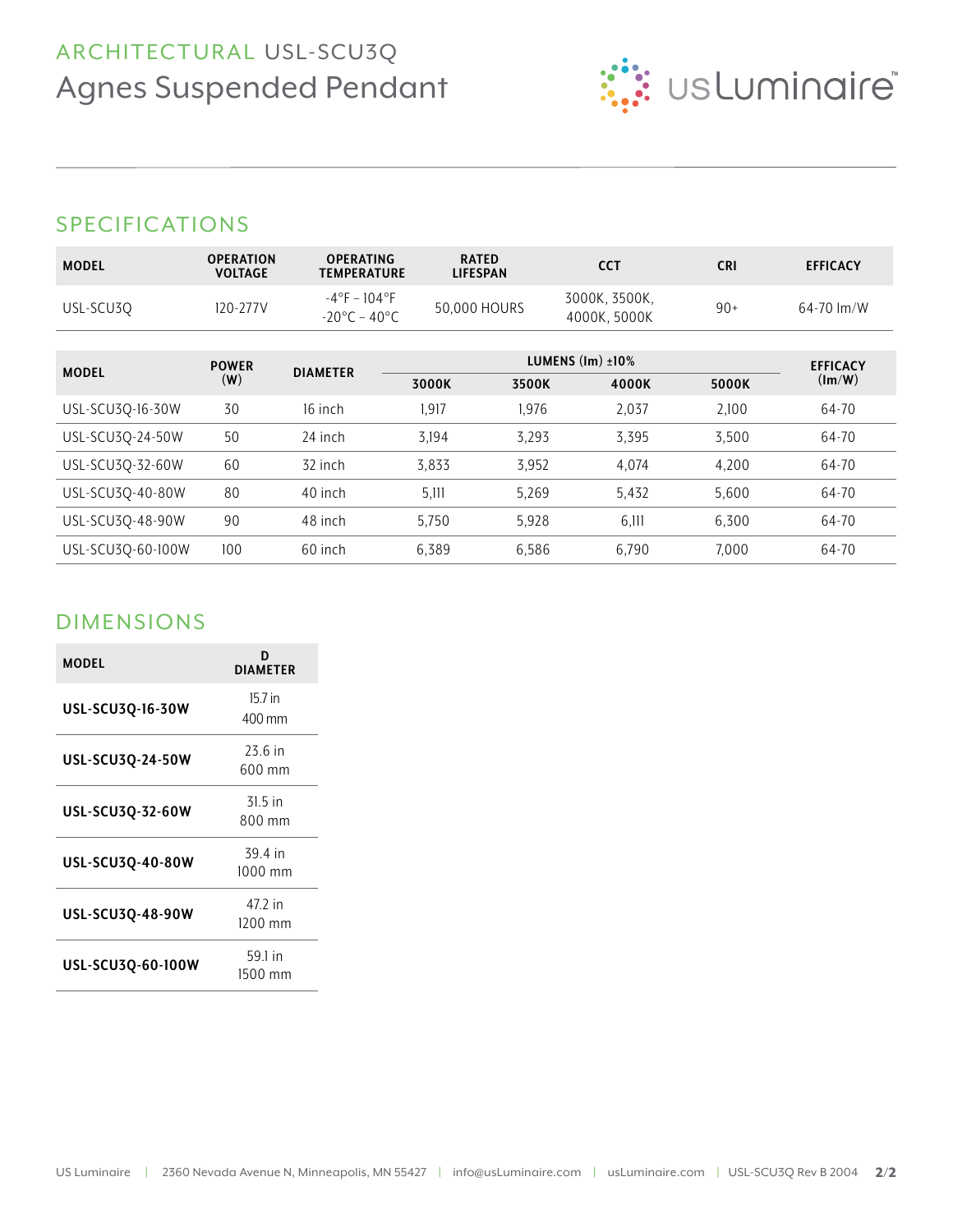ARCHITECTURAL USL-SCU3Q

# Agnes Suspended Pendant

## SPECIFICATIONS

| MODEL | OPERATION VOLTAGE | OPERATING TEMPERATURE | RATED LIFESPAN | CCT | CRI | EFFICACY |
|---|---|---|---|---|---|---|
| USL-SCU3Q | 120-277V | -4°F – 104°F<br>-20°C – 40°C | 50,000 HOURS | 3000K, 3500K,<br>4000K, 5000K | 90+ | 64-70 lm/W |

| MODEL | POWER (W) | DIAMETER | LUMENS (lm) ±10% | | | | EFFICACY (lm/W) |
|---|---|---|---|---|---|---|---|
| | | | 3000K | 3500K | 4000K | 5000K | |
| USL-SCU3Q-16-30W | 30 | 16 inch | 1,917 | 1,976 | 2,037 | 2,100 | 64-70 |
| USL-SCU3Q-24-50W | 50 | 24 inch | 3,194 | 3,293 | 3,395 | 3,500 | 64-70 |
| USL-SCU3Q-32-60W | 60 | 32 inch | 3,833 | 3,952 | 4,074 | 4,200 | 64-70 |
| USL-SCU3Q-40-80W | 80 | 40 inch | 5,111 | 5,269 | 5,432 | 5,600 | 64-70 |
| USL-SCU3Q-48-90W | 90 | 48 inch | 5,750 | 5,928 | 6,111 | 6,300 | 64-70 |
| USL-SCU3Q-60-100W | 100 | 60 inch | 6,389 | 6,586 | 6,790 | 7,000 | 64-70 |

## DIMENSIONS

| MODEL | D DIAMETER |
|---|---|
| **USL-SCU3Q-16-30W** | 15.7 in<br>400 mm |
| **USL-SCU3Q-24-50W** | 23.6 in<br>600 mm |
| **USL-SCU3Q-32-60W** | 31.5 in<br>800 mm |
| **USL-SCU3Q-40-80W** | 39.4 in<br>1000 mm |
| **USL-SCU3Q-48-90W** | 47.2 in<br>1200 mm |
| **USL-SCU3Q-60-100W** | 59.1 in<br>1500 mm |